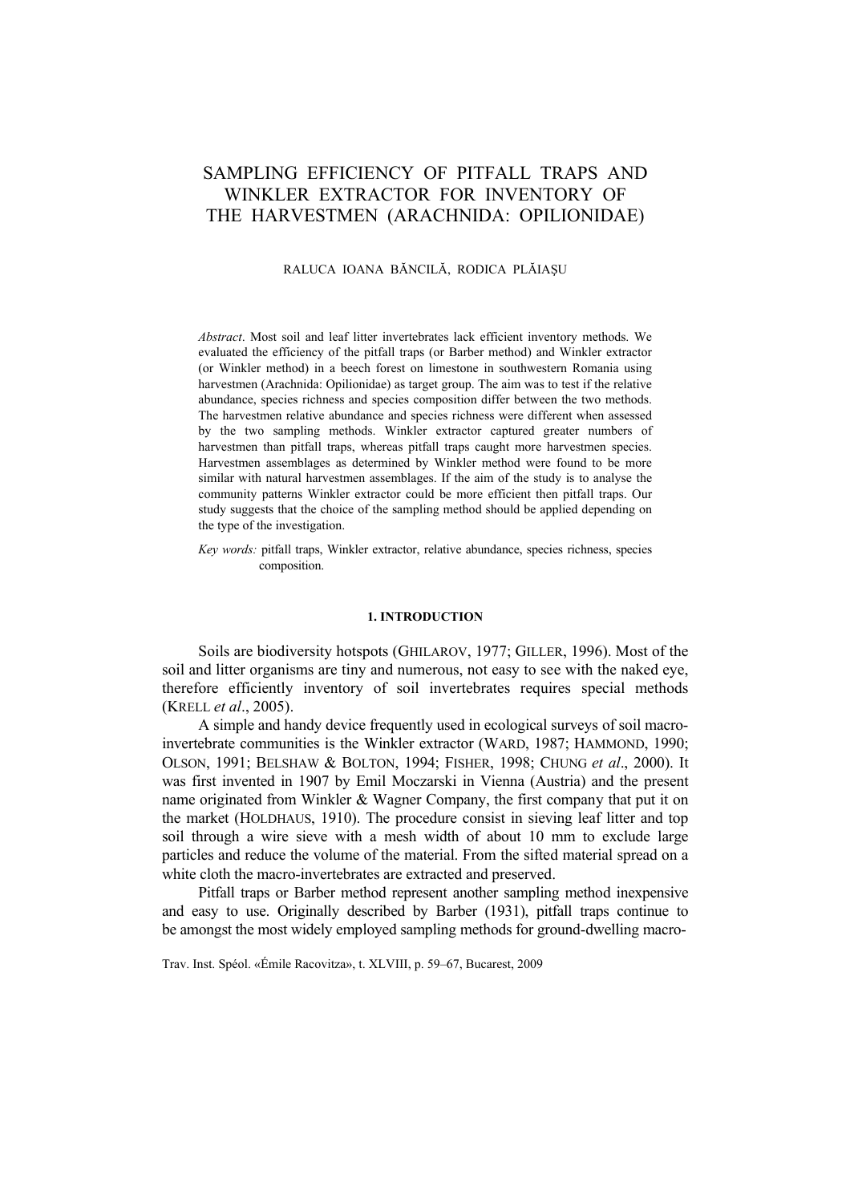# SAMPLING EFFICIENCY OF PITFALL TRAPS AND WINKLER EXTRACTOR FOR INVENTORY OF THE HARVESTMEN (ARACHNIDA: OPILIONIDAE)

RALUCA IOANA BĂNCILĂ, RODICA PLĂIAŞU

*Abstract*. Most soil and leaf litter invertebrates lack efficient inventory methods. We evaluated the efficiency of the pitfall traps (or Barber method) and Winkler extractor (or Winkler method) in a beech forest on limestone in southwestern Romania using harvestmen (Arachnida: Opilionidae) as target group. The aim was to test if the relative abundance, species richness and species composition differ between the two methods. The harvestmen relative abundance and species richness were different when assessed by the two sampling methods. Winkler extractor captured greater numbers of harvestmen than pitfall traps, whereas pitfall traps caught more harvestmen species. Harvestmen assemblages as determined by Winkler method were found to be more similar with natural harvestmen assemblages. If the aim of the study is to analyse the community patterns Winkler extractor could be more efficient then pitfall traps. Our study suggests that the choice of the sampling method should be applied depending on the type of the investigation.

*Key words:* pitfall traps, Winkler extractor, relative abundance, species richness, species composition.

## 1. INTRODUCTION

Soils are biodiversity hotspots (GHILAROV, 1977; GILLER, 1996). Most of the soil and litter organisms are tiny and numerous, not easy to see with the naked eye, therefore efficiently inventory of soil invertebrates requires special methods (KRELL *et al*., 2005).

A simple and handy device frequently used in ecological surveys of soil macro-invertebrate communities is the Winkler extractor (WARD, 1987; HAMMOND, 1990; OLSON, 1991; BELSHAW & BOLTON, 1994; FISHER, 1998; CHUNG *et al*., 2000). It was first invented in 1907 by Emil Moczarski in Vienna (Austria) and the present name originated from Winkler & Wagner Company, the first company that put it on the market (HOLDHAUS, 1910). The procedure consist in sieving leaf litter and top soil through a wire sieve with a mesh width of about 10 mm to exclude large particles and reduce the volume of the material. From the sifted material spread on a white cloth the macro-invertebrates are extracted and preserved.

Pitfall traps or Barber method represent another sampling method inexpensive and easy to use. Originally described by Barber (1931), pitfall traps continue to be amongst the most widely employed sampling methods for ground-dwelling macro-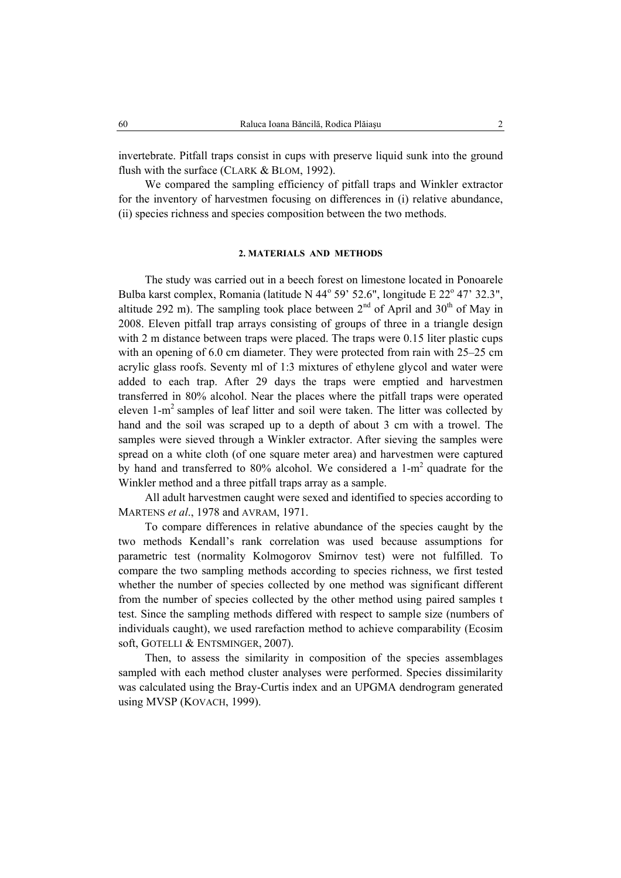invertebrate. Pitfall traps consist in cups with preserve liquid sunk into the ground flush with the surface (CLARK & BLOM, 1992).

We compared the sampling efficiency of pitfall traps and Winkler extractor for the inventory of harvestmen focusing on differences in (i) relative abundance, (ii) species richness and species composition between the two methods.

## 2. MATERIALS AND METHODS

The study was carried out in a beech forest on limestone located in Ponoarele Bulba karst complex, Romania (latitude N 44° 59' 52.6", longitude E 22° 47' 32.3", altitude 292 m). The sampling took place between 2nd of April and 30th of May in 2008. Eleven pitfall trap arrays consisting of groups of three in a triangle design with 2 m distance between traps were placed. The traps were 0.15 liter plastic cups with an opening of 6.0 cm diameter. They were protected from rain with 25–25 cm acrylic glass roofs. Seventy ml of 1:3 mixtures of ethylene glycol and water were added to each trap. After 29 days the traps were emptied and harvestmen transferred in 80% alcohol. Near the places where the pitfall traps were operated eleven 1-m$^2$ samples of leaf litter and soil were taken. The litter was collected by hand and the soil was scraped up to a depth of about 3 cm with a trowel. The samples were sieved through a Winkler extractor. After sieving the samples were spread on a white cloth (of one square meter area) and harvestmen were captured by hand and transferred to 80% alcohol. We considered a 1-m$^2$ quadrate for the Winkler method and a three pitfall traps array as a sample.

All adult harvestmen caught were sexed and identified to species according to MARTENS *et al*., 1978 and AVRAM, 1971.

To compare differences in relative abundance of the species caught by the two methods Kendall's rank correlation was used because assumptions for parametric test (normality Kolmogorov Smirnov test) were not fulfilled. To compare the two sampling methods according to species richness, we first tested whether the number of species collected by one method was significant different from the number of species collected by the other method using paired samples t test. Since the sampling methods differed with respect to sample size (numbers of individuals caught), we used rarefaction method to achieve comparability (Ecosim soft, GOTELLI & ENTSMINGER, 2007).

Then, to assess the similarity in composition of the species assemblages sampled with each method cluster analyses were performed. Species dissimilarity was calculated using the Bray-Curtis index and an UPGMA dendrogram generated using MVSP (KOVACH, 1999).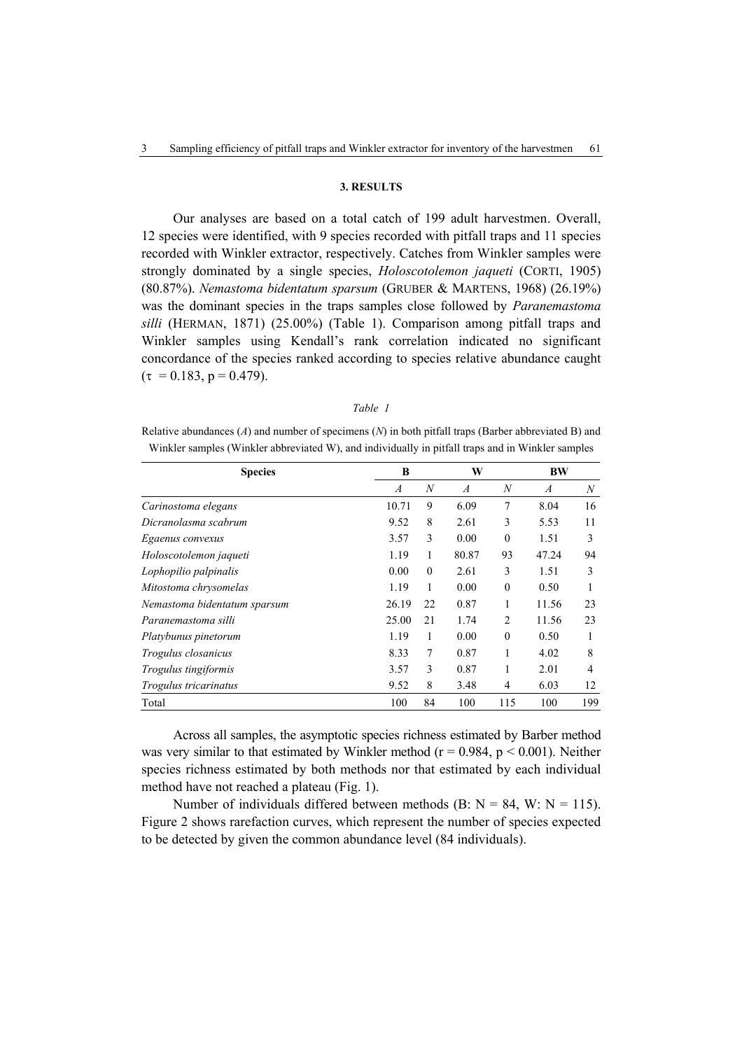### 3. RESULTS

Our analyses are based on a total catch of 199 adult harvestmen. Overall, 12 species were identified, with 9 species recorded with pitfall traps and 11 species recorded with Winkler extractor, respectively. Catches from Winkler samples were strongly dominated by a single species, *Holoscotolemon jaqueti* (CORTI, 1905) (80.87%). *Nemastoma bidentatum sparsum* (GRUBER & MARTENS, 1968) (26.19%) was the dominant species in the traps samples close followed by *Paranemastoma silli* (HERMAN, 1871) (25.00%) (Table 1). Comparison among pitfall traps and Winkler samples using Kendall's rank correlation indicated no significant concordance of the species ranked according to species relative abundance caught ($\tau = 0.183$, $p = 0.479$).

*Table 1*

Relative abundances (*A*) and number of specimens (*N*) in both pitfall traps (Barber abbreviated B) and Winkler samples (Winkler abbreviated W), and individually in pitfall traps and in Winkler samples

| Species | B | | W | | BW | |
|---|---|---|---|---|---|---|
| | *A* | *N* | *A* | *N* | *A* | *N* |
| *Carinostoma elegans* | 10.71 | 9 | 6.09 | 7 | 8.04 | 16 |
| *Dicranolasma scabrum* | 9.52 | 8 | 2.61 | 3 | 5.53 | 11 |
| *Egaenus convexus* | 3.57 | 3 | 0.00 | 0 | 1.51 | 3 |
| *Holoscotolemon jaqueti* | 1.19 | 1 | 80.87 | 93 | 47.24 | 94 |
| *Lophopilio palpinalis* | 0.00 | 0 | 2.61 | 3 | 1.51 | 3 |
| *Mitostoma chrysomelas* | 1.19 | 1 | 0.00 | 0 | 0.50 | 1 |
| *Nemastoma bidentatum sparsum* | 26.19 | 22 | 0.87 | 1 | 11.56 | 23 |
| *Paranemastoma silli* | 25.00 | 21 | 1.74 | 2 | 11.56 | 23 |
| *Platybunus pinetorum* | 1.19 | 1 | 0.00 | 0 | 0.50 | 1 |
| *Trogulus closanicus* | 8.33 | 7 | 0.87 | 1 | 4.02 | 8 |
| *Trogulus tingiformis* | 3.57 | 3 | 0.87 | 1 | 2.01 | 4 |
| *Trogulus tricarinatus* | 9.52 | 8 | 3.48 | 4 | 6.03 | 12 |
| Total | 100 | 84 | 100 | 115 | 100 | 199 |

Across all samples, the asymptotic species richness estimated by Barber method was very similar to that estimated by Winkler method ($r = 0.984$, $p < 0.001$). Neither species richness estimated by both methods nor that estimated by each individual method have not reached a plateau (Fig. 1).

Number of individuals differed between methods (B: $N = 84$, W: $N = 115$). Figure 2 shows rarefaction curves, which represent the number of species expected to be detected by given the common abundance level (84 individuals).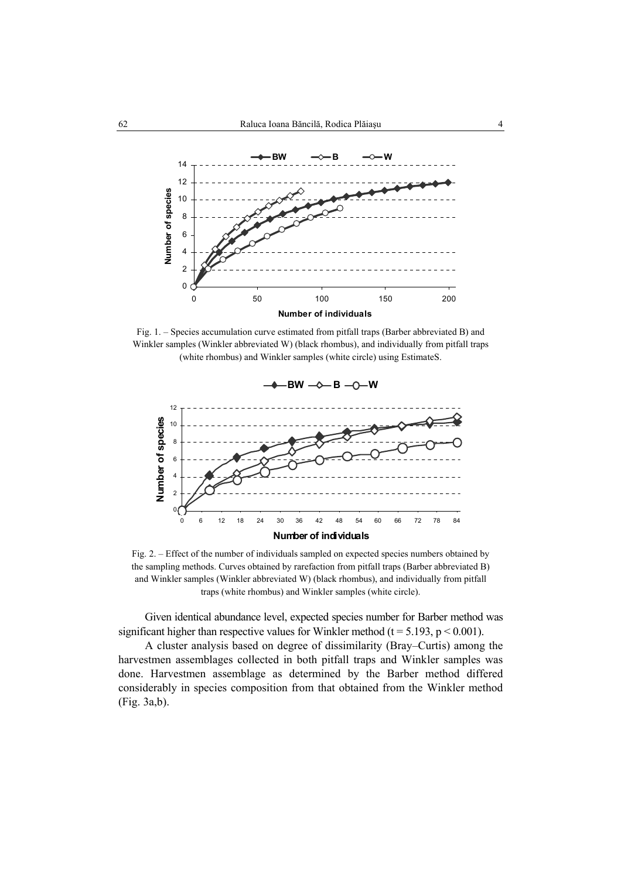Fig. 1. – Species accumulation curve estimated from pitfall traps (Barber abbreviated B) and Winkler samples (Winkler abbreviated W) (black rhombus), and individually from pitfall traps (white rhombus) and Winkler samples (white circle) using EstimateS.

Fig. 2. – Effect of the number of individuals sampled on expected species numbers obtained by the sampling methods. Curves obtained by rarefaction from pitfall traps (Barber abbreviated B) and Winkler samples (Winkler abbreviated W) (black rhombus), and individually from pitfall traps (white rhombus) and Winkler samples (white circle).

Given identical abundance level, expected species number for Barber method was significant higher than respective values for Winkler method ($t = 5.193$, $p < 0.001$).

A cluster analysis based on degree of dissimilarity (Bray–Curtis) among the harvestmen assemblages collected in both pitfall traps and Winkler samples was done. Harvestmen assemblage as determined by the Barber method differed considerably in species composition from that obtained from the Winkler method (Fig. 3a,b).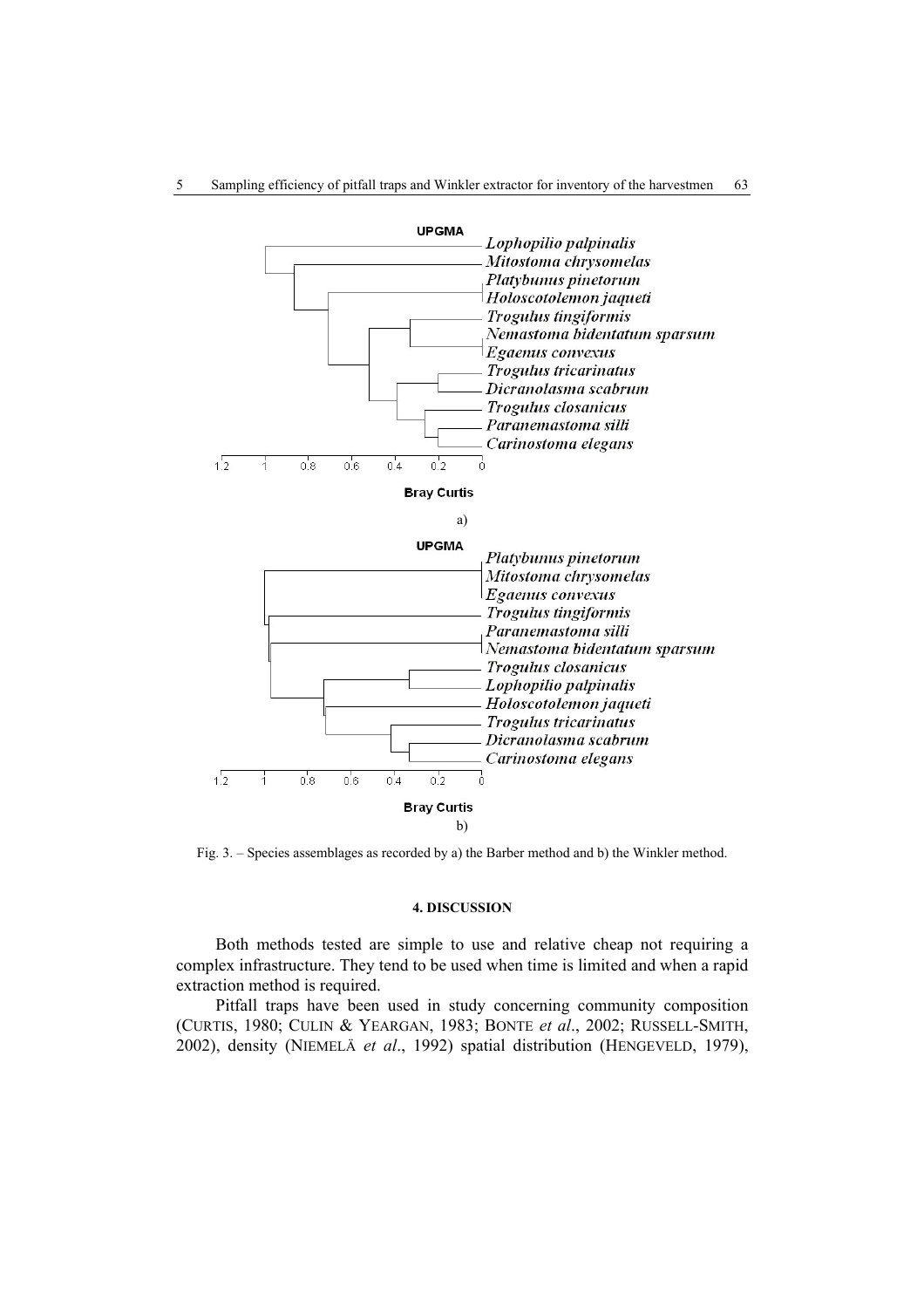Fig. 3. – Species assemblages as recorded by a) the Barber method and b) the Winkler method.

## 4. DISCUSSION

Both methods tested are simple to use and relative cheap not requiring a complex infrastructure. They tend to be used when time is limited and when a rapid extraction method is required.

Pitfall traps have been used in study concerning community composition (CURTIS, 1980; CULIN & YEARGAN, 1983; BONTE *et al*., 2002; RUSSELL-SMITH, 2002), density (NIEMELÄ *et al*., 1992) spatial distribution (HENGEVELD, 1979),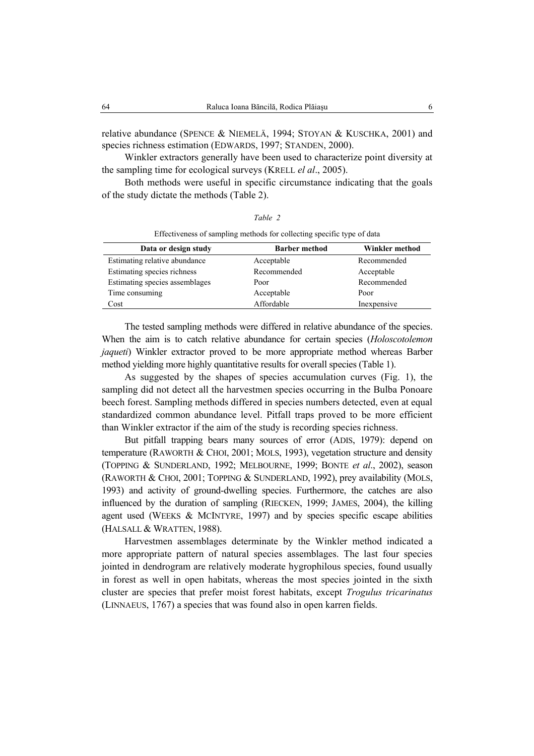relative abundance (SPENCE & NIEMELÄ, 1994; STOYAN & KUSCHKA, 2001) and species richness estimation (EDWARDS, 1997; STANDEN, 2000).

Winkler extractors generally have been used to characterize point diversity at the sampling time for ecological surveys (KRELL *el al*., 2005).

Both methods were useful in specific circumstance indicating that the goals of the study dictate the methods (Table 2).

*Table 2*

Effectiveness of sampling methods for collecting specific type of data

| Data or design study | Barber method | Winkler method |
|---|---|---|
| Estimating relative abundance | Acceptable | Recommended |
| Estimating species richness | Recommended | Acceptable |
| Estimating species assemblages | Poor | Recommended |
| Time consuming | Acceptable | Poor |
| Cost | Affordable | Inexpensive |

The tested sampling methods were differed in relative abundance of the species. When the aim is to catch relative abundance for certain species (*Holoscotolemon jaqueti*) Winkler extractor proved to be more appropriate method whereas Barber method yielding more highly quantitative results for overall species (Table 1).

As suggested by the shapes of species accumulation curves (Fig. 1), the sampling did not detect all the harvestmen species occurring in the Bulba Ponoare beech forest. Sampling methods differed in species numbers detected, even at equal standardized common abundance level. Pitfall traps proved to be more efficient than Winkler extractor if the aim of the study is recording species richness.

But pitfall trapping bears many sources of error (ADIS, 1979): depend on temperature (RAWORTH & CHOI, 2001; MOLS, 1993), vegetation structure and density (TOPPING & SUNDERLAND, 1992; MELBOURNE, 1999; BONTE *et al*., 2002), season (RAWORTH & CHOI, 2001; TOPPING & SUNDERLAND, 1992), prey availability (MOLS, 1993) and activity of ground-dwelling species. Furthermore, the catches are also influenced by the duration of sampling (RIECKEN, 1999; JAMES, 2004), the killing agent used (WEEKS & MCINTYRE, 1997) and by species specific escape abilities (HALSALL & WRATTEN, 1988).

Harvestmen assemblages determinate by the Winkler method indicated a more appropriate pattern of natural species assemblages. The last four species jointed in dendrogram are relatively moderate hygrophilous species, found usually in forest as well in open habitats, whereas the most species jointed in the sixth cluster are species that prefer moist forest habitats, except *Trogulus tricarinatus* (LINNAEUS, 1767) a species that was found also in open karren fields.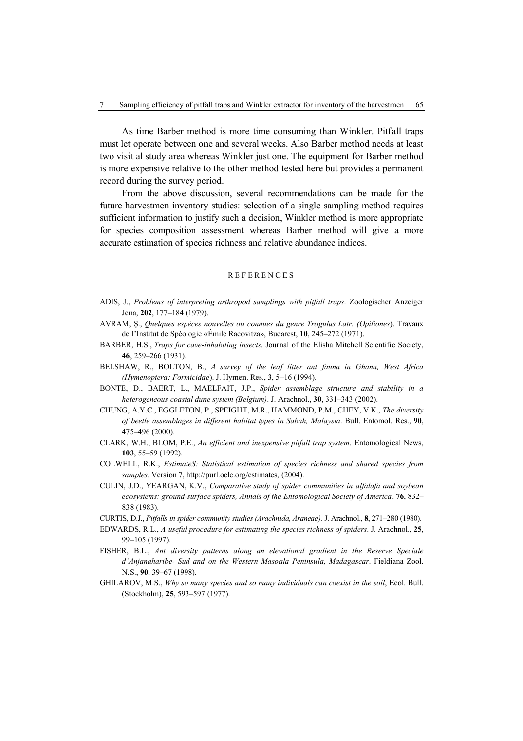As time Barber method is more time consuming than Winkler. Pitfall traps must let operate between one and several weeks. Also Barber method needs at least two visit al study area whereas Winkler just one. The equipment for Barber method is more expensive relative to the other method tested here but provides a permanent record during the survey period.

From the above discussion, several recommendations can be made for the future harvestmen inventory studies: selection of a single sampling method requires sufficient information to justify such a decision, Winkler method is more appropriate for species composition assessment whereas Barber method will give a more accurate estimation of species richness and relative abundance indices.

## REFERENCES

ADIS, J., *Problems of interpreting arthropod samplings with pitfall traps*. Zoologischer Anzeiger Jena, **202**, 177–184 (1979).

AVRAM, Ş., *Quelques espèces nouvelles ou connues du genre Trogulus Latr. (Opiliones*). Travaux de l'Institut de Spéologie «Émile Racovitza», Bucarest, **10**, 245–272 (1971).

BARBER, H.S., *Traps for cave-inhabiting insects*. Journal of the Elisha Mitchell Scientific Society, **46**, 259–266 (1931).

BELSHAW, R., BOLTON, B., *A survey of the leaf litter ant fauna in Ghana, West Africa (Hymenoptera: Formicidae*). J. Hymen. Res., **3**, 5–16 (1994).

BONTE, D., BAERT, L., MAELFAIT, J.P., *Spider assemblage structure and stability in a heterogeneous coastal dune system (Belgium)*. J. Arachnol., **30**, 331–343 (2002).

CHUNG, A.Y.C., EGGLETON, P., SPEIGHT, M.R., HAMMOND, P.M., CHEY, V.K., *The diversity of beetle assemblages in different habitat types in Sabah, Malaysia*. Bull. Entomol. Res., **90**, 475–496 (2000).

CLARK, W.H., BLOM, P.E., *An efficient and inexpensive pitfall trap system*. Entomological News, **103**, 55–59 (1992).

COLWELL, R.K., *EstimateS: Statistical estimation of species richness and shared species from samples*. Version 7, http://purl.oclc.org/estimates, (2004).

CULIN, J.D., YEARGAN, K.V., *Comparative study of spider communities in alfalafa and soybean ecosystems: ground-surface spiders, Annals of the Entomological Society of America*. **76**, 832–838 (1983).

CURTIS, D.J., *Pitfalls in spider community studies (Arachnida, Araneae)*. J. Arachnol., **8**, 271–280 (1980).

EDWARDS, R.L., *A useful procedure for estimating the species richness of spiders*. J. Arachnol., **25**, 99–105 (1997).

FISHER, B.L., *Ant diversity patterns along an elevational gradient in the Reserve Speciale d'Anjanaharibe- Sud and on the Western Masoala Peninsula, Madagascar*. Fieldiana Zool. N.S., **90**, 39–67 (1998).

GHILAROV, M.S., *Why so many species and so many individuals can coexist in the soil*, Ecol. Bull. (Stockholm), **25**, 593–597 (1977).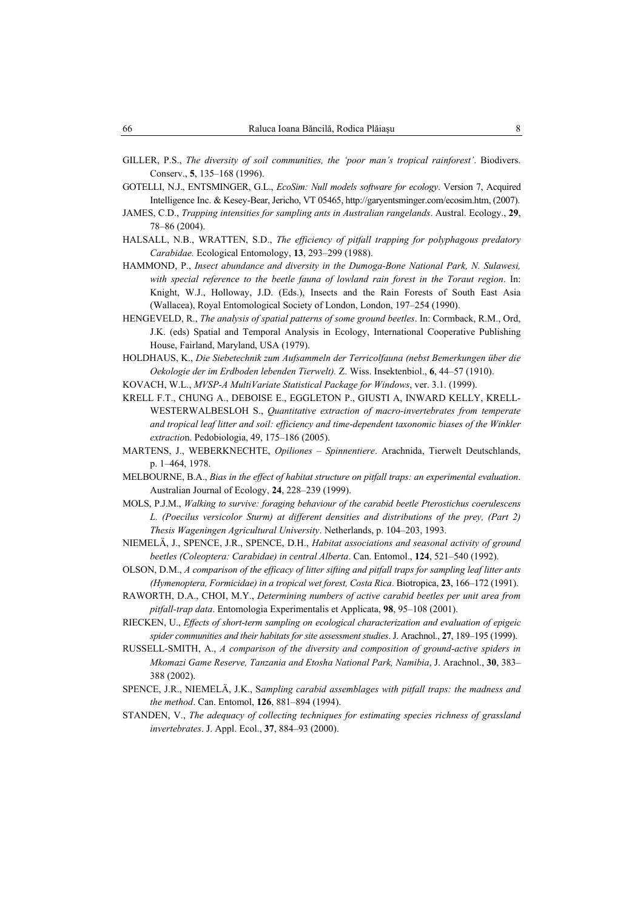GILLER, P.S., *The diversity of soil communities, the 'poor man's tropical rainforest'*. Biodivers. Conserv., **5**, 135–168 (1996).

GOTELLI, N.J., ENTSMINGER, G.L., *EcoSim: Null models software for ecology*. Version 7, Acquired Intelligence Inc. & Kesey-Bear, Jericho, VT 05465, http://garyentsminger.com/ecosim.htm, (2007).

JAMES, C.D., *Trapping intensities for sampling ants in Australian rangelands*. Austral. Ecology., **29**, 78–86 (2004).

HALSALL, N.B., WRATTEN, S.D., *The efficiency of pitfall trapping for polyphagous predatory Carabidae.* Ecological Entomology, **13**, 293–299 (1988).

HAMMOND, P., *Insect abundance and diversity in the Dumoga-Bone National Park, N. Sulawesi, with special reference to the beetle fauna of lowland rain forest in the Toraut region*. In: Knight, W.J., Holloway, J.D. (Eds.), Insects and the Rain Forests of South East Asia (Wallacea), Royal Entomological Society of London, London, 197–254 (1990).

HENGEVELD, R., *The analysis of spatial patterns of some ground beetles*. In: Cormback, R.M., Ord, J.K. (eds) Spatial and Temporal Analysis in Ecology, International Cooperative Publishing House, Fairland, Maryland, USA (1979).

HOLDHAUS, K., *Die Siebetechnik zum Aufsammeln der Terricolfauna (nebst Bemerkungen über die Oekologie der im Erdboden lebenden Tierwelt).* Z. Wiss. Insektenbiol., **6**, 44–57 (1910).

KOVACH, W.L., *MVSP-A MultiVariate Statistical Package for Windows*, ver. 3.1. (1999).

KRELL F.T., CHUNG A., DEBOISE E., EGGLETON P., GIUSTI A, INWARD KELLY, KRELL-WESTERWALBESLOH S., *Quantitative extraction of macro-invertebrates from temperate and tropical leaf litter and soil: efficiency and time-dependent taxonomic biases of the Winkler extractio*n. Pedobiologia, 49, 175–186 (2005).

MARTENS, J., WEBERKNECHTE, *Opiliones – Spinnentiere*. Arachnida, Tierwelt Deutschlands, p. 1–464, 1978.

MELBOURNE, B.A., *Bias in the effect of habitat structure on pitfall traps: an experimental evaluation*. Australian Journal of Ecology, **24**, 228–239 (1999).

MOLS, P.J.M., *Walking to survive: foraging behaviour of the carabid beetle Pterostichus coerulescens L. (Poecilus versicolor Sturm) at different densities and distributions of the prey, (Part 2) Thesis Wageningen Agricultural University*. Netherlands, p. 104–203, 1993.

NIEMELÄ, J., SPENCE, J.R., SPENCE, D.H., *Habitat associations and seasonal activity of ground beetles (Coleoptera: Carabidae) in central Alberta*. Can. Entomol., **124**, 521–540 (1992).

OLSON, D.M., *A comparison of the efficacy of litter sifting and pitfall traps for sampling leaf litter ants (Hymenoptera, Formicidae) in a tropical wet forest, Costa Rica*. Biotropica, **23**, 166–172 (1991).

RAWORTH, D.A., CHOI, M.Y., *Determining numbers of active carabid beetles per unit area from pitfall-trap data*. Entomologia Experimentalis et Applicata, **98**, 95–108 (2001).

RIECKEN, U., *Effects of short-term sampling on ecological characterization and evaluation of epigeic spider communities and their habitats for site assessment studies*. J. Arachnol., **27**, 189–195 (1999).

RUSSELL-SMITH, A., *A comparison of the diversity and composition of ground-active spiders in Mkomazi Game Reserve, Tanzania and Etosha National Park, Namibia*, J. Arachnol., **30**, 383–388 (2002).

SPENCE, J.R., NIEMELÄ, J.K., S*ampling carabid assemblages with pitfall traps: the madness and the method*. Can. Entomol, **126**, 881–894 (1994).

STANDEN, V., *The adequacy of collecting techniques for estimating species richness of grassland invertebrates*. J. Appl. Ecol., **37**, 884–93 (2000).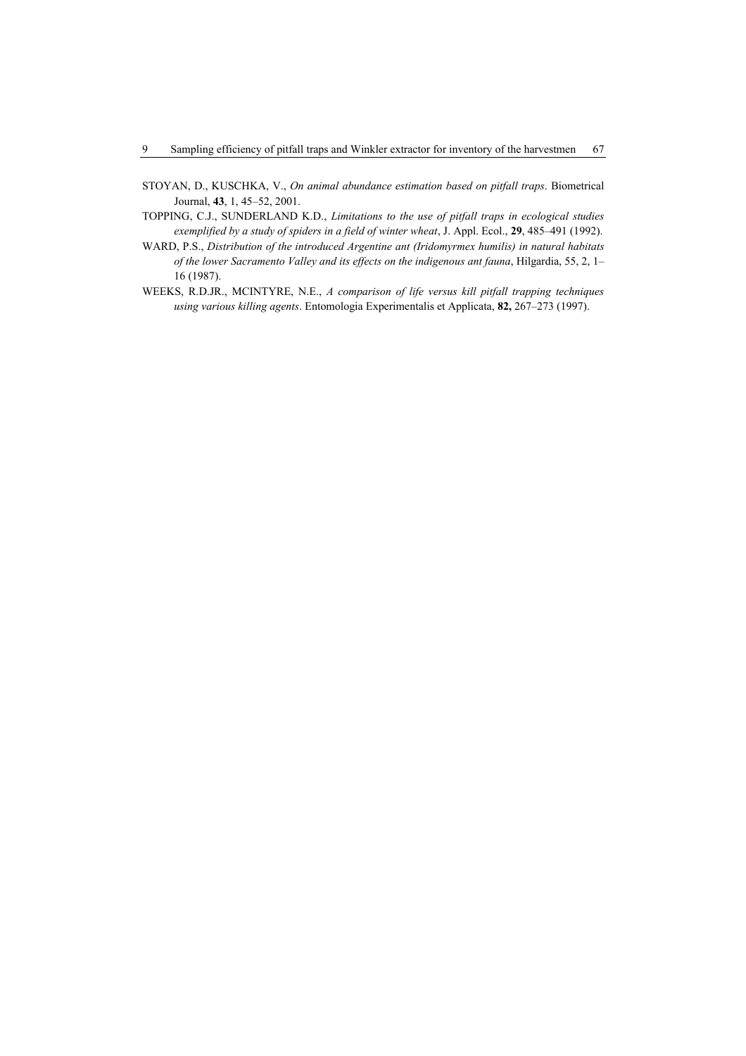STOYAN, D., KUSCHKA, V., *On animal abundance estimation based on pitfall traps*. Biometrical Journal, **43**, 1, 45–52, 2001.

TOPPING, C.J., SUNDERLAND K.D., *Limitations to the use of pitfall traps in ecological studies exemplified by a study of spiders in a field of winter wheat*, J. Appl. Ecol., **29**, 485–491 (1992).

WARD, P.S., *Distribution of the introduced Argentine ant (Iridomyrmex humilis) in natural habitats of the lower Sacramento Valley and its effects on the indigenous ant fauna*, Hilgardia, 55, 2, 1–16 (1987).

WEEKS, R.D.JR., MCINTYRE, N.E., *A comparison of life versus kill pitfall trapping techniques using various killing agents*. Entomologia Experimentalis et Applicata, **82,** 267–273 (1997).